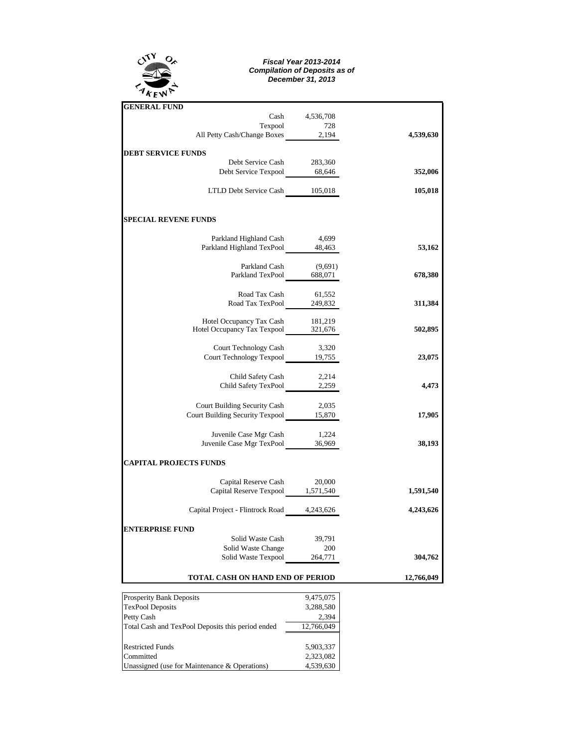*Fiscal Year 2013-2014*
*Compilation of Deposits as of*
*December 31, 2013*

| Fund | Account | Amount | Total |
|---|---|---|---|
| **GENERAL FUND** | | | |
| | Cash | 4,536,708 | |
| | Texpool | 728 | |
| | All Petty Cash/Change Boxes | 2,194 | **4,539,630** |
| **DEBT SERVICE FUNDS** | | | |
| | Debt Service Cash | 283,360 | |
| | Debt Service Texpool | 68,646 | **352,006** |
| | LTLD Debt Service Cash | 105,018 | **105,018** |
| **SPECIAL REVENE FUNDS** | | | |
| | Parkland Highland Cash | 4,699 | |
| | Parkland Highland TexPool | 48,463 | **53,162** |
| | Parkland Cash | (9,691) | |
| | Parkland TexPool | 688,071 | **678,380** |
| | Road Tax Cash | 61,552 | |
| | Road Tax TexPool | 249,832 | **311,384** |
| | Hotel Occupancy Tax Cash | 181,219 | |
| | Hotel Occupancy Tax Texpool | 321,676 | **502,895** |
| | Court Technology Cash | 3,320 | |
| | Court Technology Texpool | 19,755 | **23,075** |
| | Child Safety Cash | 2,214 | |
| | Child Safety TexPool | 2,259 | **4,473** |
| | Court Building Security Cash | 2,035 | |
| | Court Building Security Texpool | 15,870 | **17,905** |
| | Juvenile Case Mgr Cash | 1,224 | |
| | Juvenile Case Mgr TexPool | 36,969 | **38,193** |
| **CAPITAL PROJECTS FUNDS** | | | |
| | Capital Reserve Cash | 20,000 | |
| | Capital Reserve Texpool | 1,571,540 | **1,591,540** |
| | Capital Project - Flintrock Road | 4,243,626 | **4,243,626** |
| **ENTERPRISE FUND** | | | |
| | Solid Waste Cash | 39,791 | |
| | Solid Waste Change | 200 | |
| | Solid Waste Texpool | 264,771 | **304,762** |
| | **TOTAL CASH ON HAND END OF PERIOD** | | **12,766,049** |

| Description | Amount |
|---|---|
| Prosperity Bank Deposits | 9,475,075 |
| TexPool Deposits | 3,288,580 |
| Petty Cash | 2,394 |
| Total Cash and TexPool Deposits this period ended | 12,766,049 |
| Restricted Funds | 5,903,337 |
| Committed | 2,323,082 |
| Unassigned (use for Maintenance & Operations) | 4,539,630 |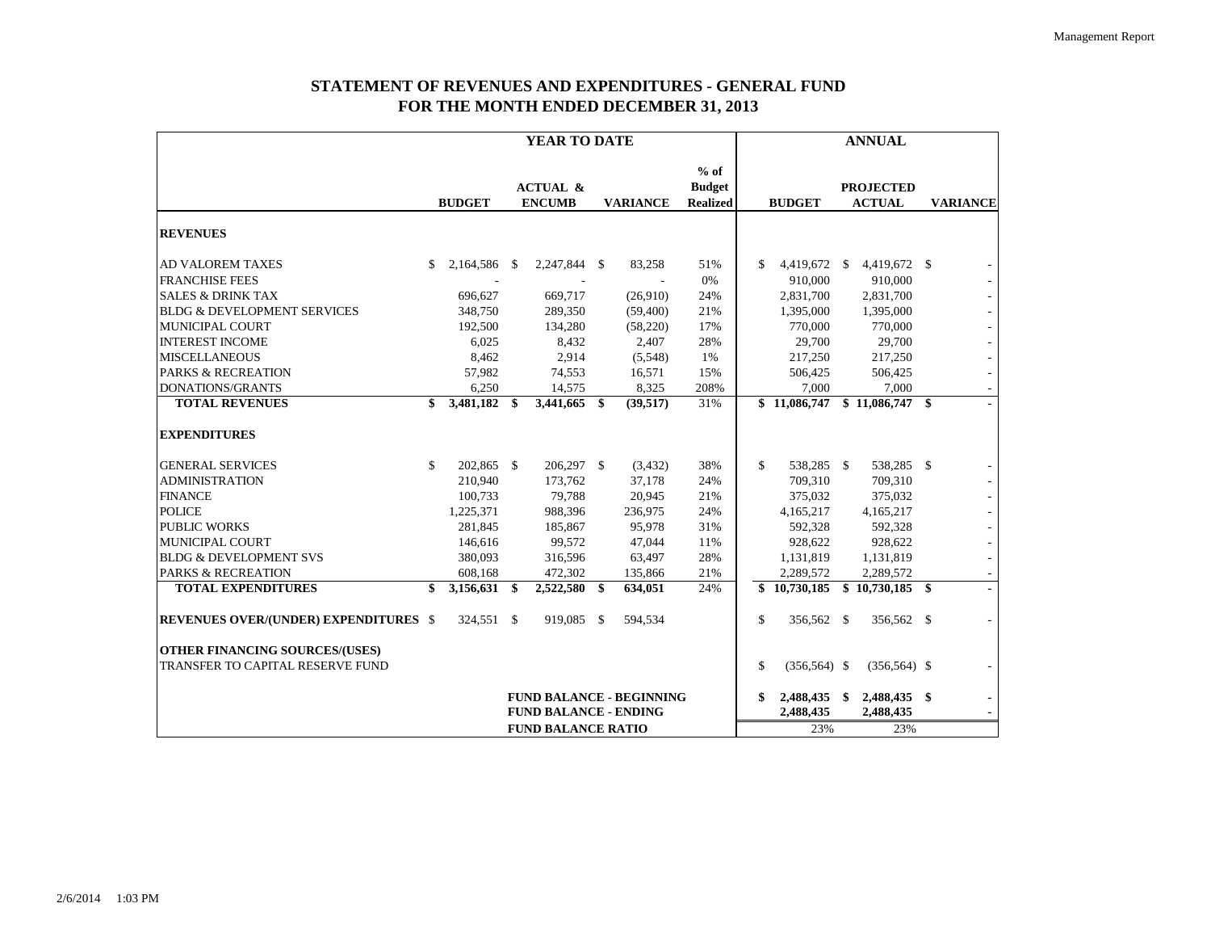# STATEMENT OF REVENUES AND EXPENDITURES - GENERAL FUND
## FOR THE MONTH ENDED DECEMBER 31, 2013

| | YEAR TO DATE | | | | ANNUAL | | |
|---|---|---|---|---|---|---|---|
| | BUDGET | ACTUAL & ENCUMB | VARIANCE | % of Budget Realized | BUDGET | PROJECTED ACTUAL | VARIANCE |
| **REVENUES** | | | | | | | |
| AD VALOREM TAXES | $ 2,164,586 | $ 2,247,844 | $ 83,258 | 51% | $ 4,419,672 | $ 4,419,672 | $ - |
| FRANCHISE FEES | - | - | - | 0% | 910,000 | 910,000 | - |
| SALES & DRINK TAX | 696,627 | 669,717 | (26,910) | 24% | 2,831,700 | 2,831,700 | - |
| BLDG & DEVELOPMENT SERVICES | 348,750 | 289,350 | (59,400) | 21% | 1,395,000 | 1,395,000 | - |
| MUNICIPAL COURT | 192,500 | 134,280 | (58,220) | 17% | 770,000 | 770,000 | - |
| INTEREST INCOME | 6,025 | 8,432 | 2,407 | 28% | 29,700 | 29,700 | - |
| MISCELLANEOUS | 8,462 | 2,914 | (5,548) | 1% | 217,250 | 217,250 | - |
| PARKS & RECREATION | 57,982 | 74,553 | 16,571 | 15% | 506,425 | 506,425 | - |
| DONATIONS/GRANTS | 6,250 | 14,575 | 8,325 | 208% | 7,000 | 7,000 | - |
| **TOTAL REVENUES** | **$ 3,481,182** | **$ 3,441,665** | **$ (39,517)** | 31% | **$ 11,086,747** | **$ 11,086,747** | **$ -** |
| **EXPENDITURES** | | | | | | | |
| GENERAL SERVICES | $ 202,865 | $ 206,297 | $ (3,432) | 38% | $ 538,285 | $ 538,285 | $ - |
| ADMINISTRATION | 210,940 | 173,762 | 37,178 | 24% | 709,310 | 709,310 | - |
| FINANCE | 100,733 | 79,788 | 20,945 | 21% | 375,032 | 375,032 | - |
| POLICE | 1,225,371 | 988,396 | 236,975 | 24% | 4,165,217 | 4,165,217 | - |
| PUBLIC WORKS | 281,845 | 185,867 | 95,978 | 31% | 592,328 | 592,328 | - |
| MUNICIPAL COURT | 146,616 | 99,572 | 47,044 | 11% | 928,622 | 928,622 | - |
| BLDG & DEVELOPMENT SVS | 380,093 | 316,596 | 63,497 | 28% | 1,131,819 | 1,131,819 | - |
| PARKS & RECREATION | 608,168 | 472,302 | 135,866 | 21% | 2,289,572 | 2,289,572 | - |
| **TOTAL EXPENDITURES** | **$ 3,156,631** | **$ 2,522,580** | **$ 634,051** | 24% | **$ 10,730,185** | **$ 10,730,185** | **$ -** |
| **REVENUES OVER/(UNDER) EXPENDITURES** | $ 324,551 | $ 919,085 | $ 594,534 | | $ 356,562 | $ 356,562 | $ - |
| **OTHER FINANCING SOURCES/(USES)** | | | | | | | |
| TRANSFER TO CAPITAL RESERVE FUND | | | | | $ (356,564) | $ (356,564) | $ - |
| | | **FUND BALANCE - BEGINNING** | | | **$ 2,488,435** | **$ 2,488,435** | **$ -** |
| | | **FUND BALANCE - ENDING** | | | **2,488,435** | **2,488,435** | **-** |
| | | **FUND BALANCE RATIO** | | | 23% | 23% | |

2/6/2014 1:03 PM